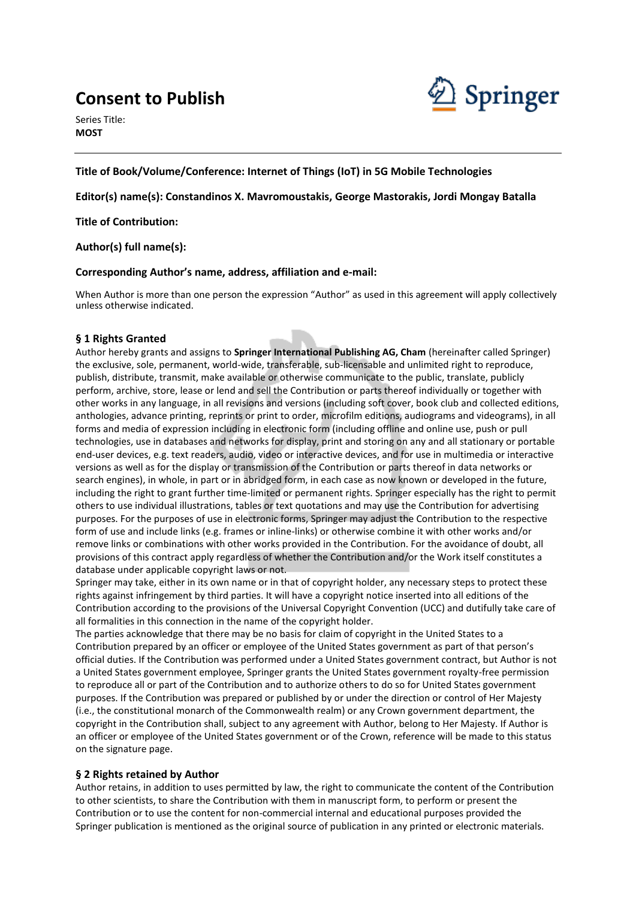# Consent to Publish

Series Title:
**MOST**

---

**Title of Book/Volume/Conference: Internet of Things (IoT) in 5G Mobile Technologies**

**Editor(s) name(s): Constandinos X. Mavromoustakis, George Mastorakis, Jordi Mongay Batalla**

**Title of Contribution:**

**Author(s) full name(s):**

**Corresponding Author's name, address, affiliation and e-mail:**

When Author is more than one person the expression "Author" as used in this agreement will apply collectively unless otherwise indicated.

### § 1 Rights Granted

Author hereby grants and assigns to **Springer International Publishing AG, Cham** (hereinafter called Springer) the exclusive, sole, permanent, world-wide, transferable, sub-licensable and unlimited right to reproduce, publish, distribute, transmit, make available or otherwise communicate to the public, translate, publicly perform, archive, store, lease or lend and sell the Contribution or parts thereof individually or together with other works in any language, in all revisions and versions (including soft cover, book club and collected editions, anthologies, advance printing, reprints or print to order, microfilm editions, audiograms and videograms), in all forms and media of expression including in electronic form (including offline and online use, push or pull technologies, use in databases and networks for display, print and storing on any and all stationary or portable end-user devices, e.g. text readers, audio, video or interactive devices, and for use in multimedia or interactive versions as well as for the display or transmission of the Contribution or parts thereof in data networks or search engines), in whole, in part or in abridged form, in each case as now known or developed in the future, including the right to grant further time-limited or permanent rights. Springer especially has the right to permit others to use individual illustrations, tables or text quotations and may use the Contribution for advertising purposes. For the purposes of use in electronic forms, Springer may adjust the Contribution to the respective form of use and include links (e.g. frames or inline-links) or otherwise combine it with other works and/or remove links or combinations with other works provided in the Contribution. For the avoidance of doubt, all provisions of this contract apply regardless of whether the Contribution and/or the Work itself constitutes a database under applicable copyright laws or not.

Springer may take, either in its own name or in that of copyright holder, any necessary steps to protect these rights against infringement by third parties. It will have a copyright notice inserted into all editions of the Contribution according to the provisions of the Universal Copyright Convention (UCC) and dutifully take care of all formalities in this connection in the name of the copyright holder.

The parties acknowledge that there may be no basis for claim of copyright in the United States to a Contribution prepared by an officer or employee of the United States government as part of that person's official duties. If the Contribution was performed under a United States government contract, but Author is not a United States government employee, Springer grants the United States government royalty-free permission to reproduce all or part of the Contribution and to authorize others to do so for United States government purposes. If the Contribution was prepared or published by or under the direction or control of Her Majesty (i.e., the constitutional monarch of the Commonwealth realm) or any Crown government department, the copyright in the Contribution shall, subject to any agreement with Author, belong to Her Majesty. If Author is an officer or employee of the United States government or of the Crown, reference will be made to this status on the signature page.

### § 2 Rights retained by Author

Author retains, in addition to uses permitted by law, the right to communicate the content of the Contribution to other scientists, to share the Contribution with them in manuscript form, to perform or present the Contribution or to use the content for non-commercial internal and educational purposes provided the Springer publication is mentioned as the original source of publication in any printed or electronic materials.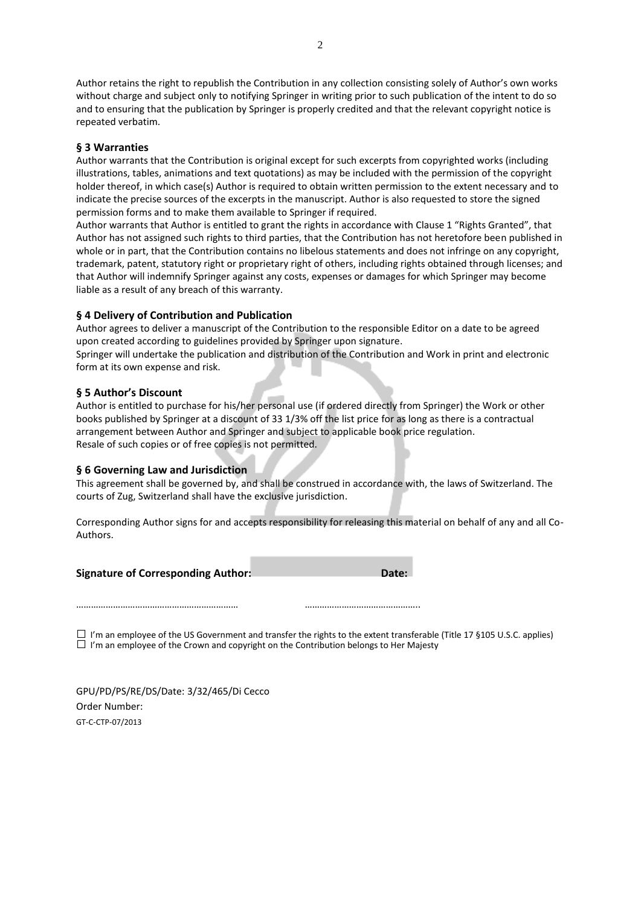Author retains the right to republish the Contribution in any collection consisting solely of Author's own works without charge and subject only to notifying Springer in writing prior to such publication of the intent to do so and to ensuring that the publication by Springer is properly credited and that the relevant copyright notice is repeated verbatim.

## § 3 Warranties

Author warrants that the Contribution is original except for such excerpts from copyrighted works (including illustrations, tables, animations and text quotations) as may be included with the permission of the copyright holder thereof, in which case(s) Author is required to obtain written permission to the extent necessary and to indicate the precise sources of the excerpts in the manuscript. Author is also requested to store the signed permission forms and to make them available to Springer if required.

Author warrants that Author is entitled to grant the rights in accordance with Clause 1 "Rights Granted", that Author has not assigned such rights to third parties, that the Contribution has not heretofore been published in whole or in part, that the Contribution contains no libelous statements and does not infringe on any copyright, trademark, patent, statutory right or proprietary right of others, including rights obtained through licenses; and that Author will indemnify Springer against any costs, expenses or damages for which Springer may become liable as a result of any breach of this warranty.

## § 4 Delivery of Contribution and Publication

Author agrees to deliver a manuscript of the Contribution to the responsible Editor on a date to be agreed upon created according to guidelines provided by Springer upon signature.

Springer will undertake the publication and distribution of the Contribution and Work in print and electronic form at its own expense and risk.

## § 5 Author's Discount

Author is entitled to purchase for his/her personal use (if ordered directly from Springer) the Work or other books published by Springer at a discount of 33 1/3% off the list price for as long as there is a contractual arrangement between Author and Springer and subject to applicable book price regulation.
Resale of such copies or of free copies is not permitted.

## § 6 Governing Law and Jurisdiction

This agreement shall be governed by, and shall be construed in accordance with, the laws of Switzerland. The courts of Zug, Switzerland shall have the exclusive jurisdiction.

Corresponding Author signs for and accepts responsibility for releasing this material on behalf of any and all Co-Authors.

**Signature of Corresponding Author:** **Date:**

……………………………………………………… ………………………………………..

☐ I'm an employee of the US Government and transfer the rights to the extent transferable (Title 17 §105 U.S.C. applies)
☐ I'm an employee of the Crown and copyright on the Contribution belongs to Her Majesty

GPU/PD/PS/RE/DS/Date: 3/32/465/Di Cecco
Order Number:
GT-C-CTP-07/2013